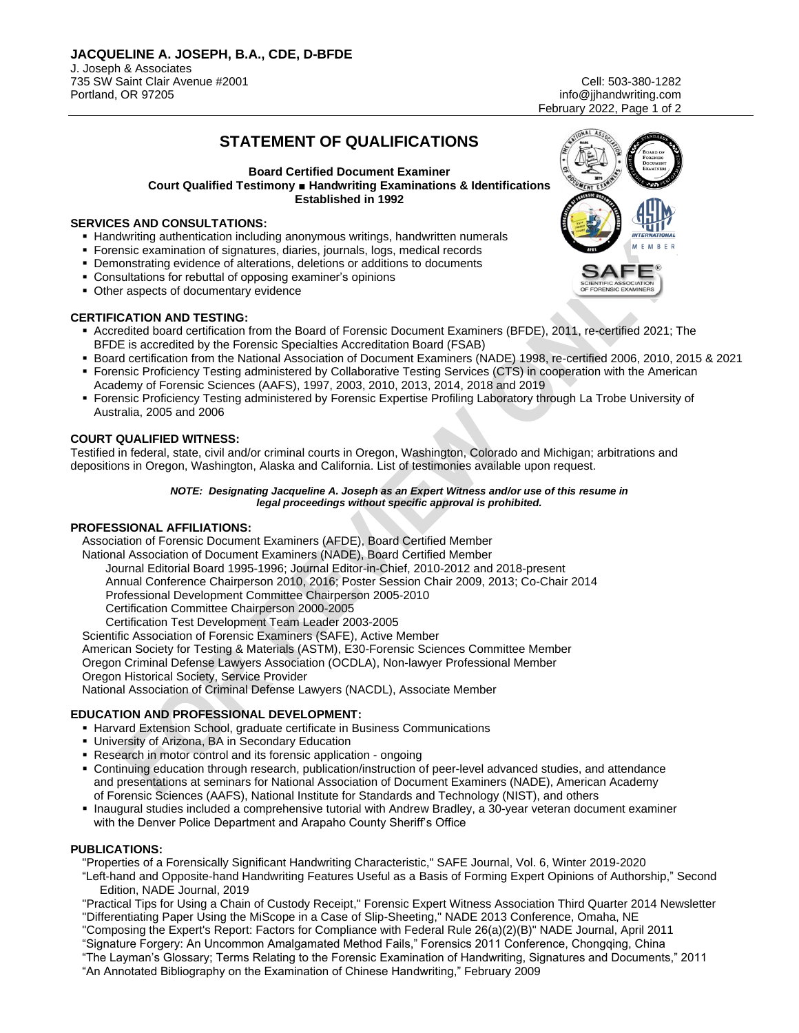# JACQUELINE A. JOSEPH, B.A., CDE, D-BFDE

J. Joseph & Associates
735 SW Saint Clair Avenue #2001
Portland, OR 97205

Cell: 503-380-1282
info@jjhandwriting.com
February 2022

## STATEMENT OF QUALIFICATIONS

**Board Certified Document Examiner**
**Court Qualified Testimony ■ Handwriting Examinations & Identifications**
**Established in 1992**

### SERVICES AND CONSULTATIONS:

- Handwriting authentication including anonymous writings, handwritten numerals
- Forensic examination of signatures, diaries, journals, logs, medical records
- Demonstrating evidence of alterations, deletions or additions to documents
- Consultations for rebuttal of opposing examiner's opinions
- Other aspects of documentary evidence

### CERTIFICATION AND TESTING:

- Accredited board certification from the Board of Forensic Document Examiners (BFDE), 2011, re-certified 2021; The BFDE is accredited by the Forensic Specialties Accreditation Board (FSAB)
- Board certification from the National Association of Document Examiners (NADE) 1998, re-certified 2006, 2010, 2015 & 2021
- Forensic Proficiency Testing administered by Collaborative Testing Services (CTS) in cooperation with the American Academy of Forensic Sciences (AAFS), 1997, 2003, 2010, 2013, 2014, 2018 and 2019
- Forensic Proficiency Testing administered by Forensic Expertise Profiling Laboratory through La Trobe University of Australia, 2005 and 2006

### COURT QUALIFIED WITNESS:

Testified in federal, state, civil and/or criminal courts in Oregon, Washington, Colorado and Michigan; arbitrations and depositions in Oregon, Washington, Alaska and California. List of testimonies available upon request.

***NOTE: Designating Jacqueline A. Joseph as an Expert Witness and/or use of this resume in legal proceedings without specific approval is prohibited.***

### PROFESSIONAL AFFILIATIONS:

Association of Forensic Document Examiners (AFDE), Board Certified Member
National Association of Document Examiners (NADE), Board Certified Member
- Journal Editorial Board 1995-1996; Journal Editor-in-Chief, 2010-2012 and 2018-present
- Annual Conference Chairperson 2010, 2016; Poster Session Chair 2009, 2013; Co-Chair 2014
- Professional Development Committee Chairperson 2005-2010
- Certification Committee Chairperson 2000-2005
- Certification Test Development Team Leader 2003-2005

Scientific Association of Forensic Examiners (SAFE), Active Member
American Society for Testing & Materials (ASTM), E30-Forensic Sciences Committee Member
Oregon Criminal Defense Lawyers Association (OCDLA), Non-lawyer Professional Member
Oregon Historical Society, Service Provider
National Association of Criminal Defense Lawyers (NACDL), Associate Member

### EDUCATION AND PROFESSIONAL DEVELOPMENT:

- Harvard Extension School, graduate certificate in Business Communications
- University of Arizona, BA in Secondary Education
- Research in motor control and its forensic application - ongoing
- Continuing education through research, publication/instruction of peer-level advanced studies, and attendance and presentations at seminars for National Association of Document Examiners (NADE), American Academy of Forensic Sciences (AAFS), National Institute for Standards and Technology (NIST), and others
- Inaugural studies included a comprehensive tutorial with Andrew Bradley, a 30-year veteran document examiner with the Denver Police Department and Arapaho County Sheriff's Office

### PUBLICATIONS:

"Properties of a Forensically Significant Handwriting Characteristic," SAFE Journal, Vol. 6, Winter 2019-2020
"Left-hand and Opposite-hand Handwriting Features Useful as a Basis of Forming Expert Opinions of Authorship," Second Edition, NADE Journal, 2019
"Practical Tips for Using a Chain of Custody Receipt," Forensic Expert Witness Association Third Quarter 2014 Newsletter
"Differentiating Paper Using the MiScope in a Case of Slip-Sheeting," NADE 2013 Conference, Omaha, NE
"Composing the Expert's Report: Factors for Compliance with Federal Rule 26(a)(2)(B)" NADE Journal, April 2011
"Signature Forgery: An Uncommon Amalgamated Method Fails," Forensics 2011 Conference, Chongqing, China
"The Layman's Glossary; Terms Relating to the Forensic Examination of Handwriting, Signatures and Documents," 2011
"An Annotated Bibliography on the Examination of Chinese Handwriting," February 2009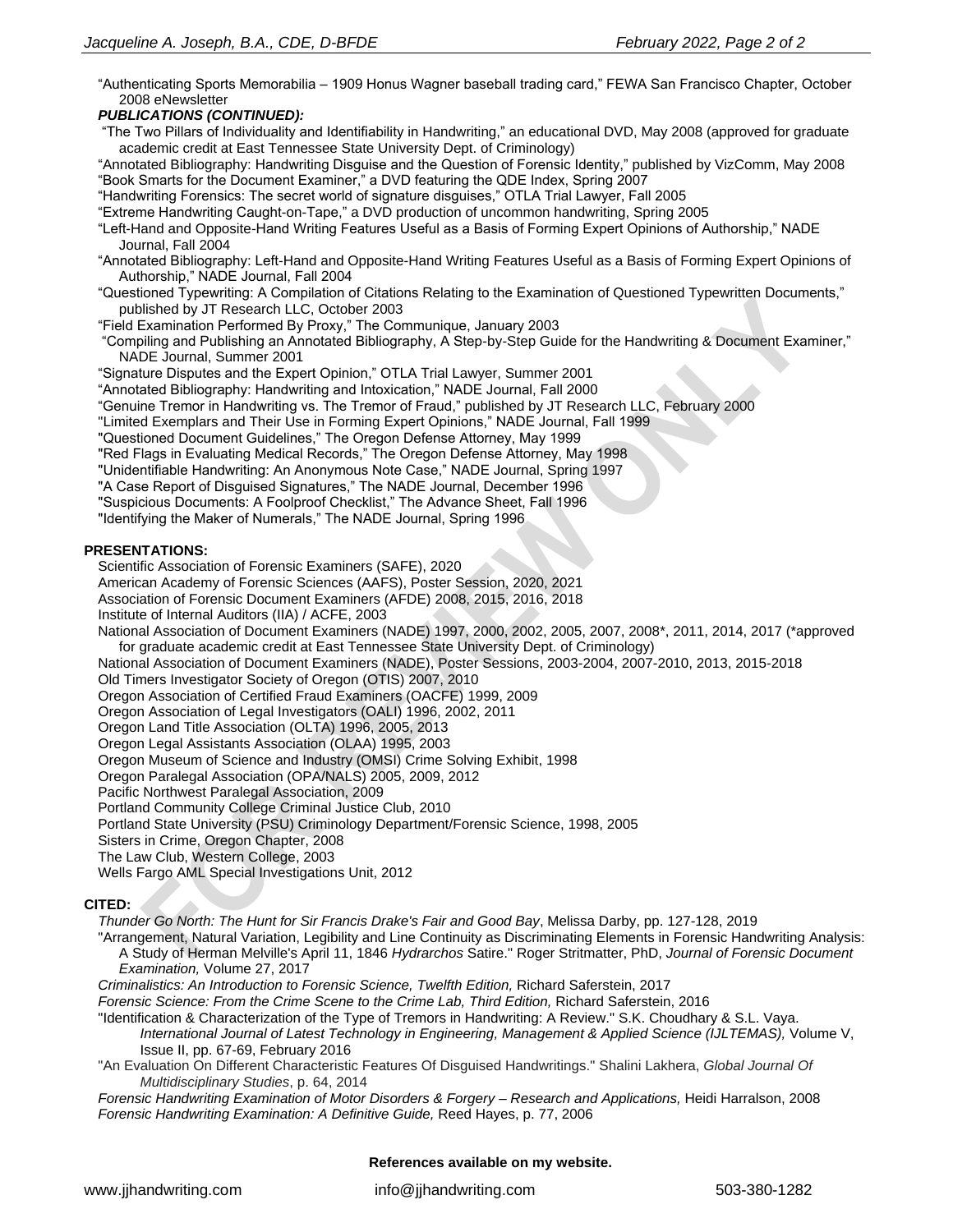"Authenticating Sports Memorabilia – 1909 Honus Wagner baseball trading card," FEWA San Francisco Chapter, October 2008 eNewsletter

***PUBLICATIONS (CONTINUED):***

"The Two Pillars of Individuality and Identifiability in Handwriting," an educational DVD, May 2008 (approved for graduate academic credit at East Tennessee State University Dept. of Criminology)

"Annotated Bibliography: Handwriting Disguise and the Question of Forensic Identity," published by VizComm, May 2008

"Book Smarts for the Document Examiner," a DVD featuring the QDE Index, Spring 2007

"Handwriting Forensics: The secret world of signature disguises," OTLA Trial Lawyer, Fall 2005

"Extreme Handwriting Caught-on-Tape," a DVD production of uncommon handwriting, Spring 2005

"Left-Hand and Opposite-Hand Writing Features Useful as a Basis of Forming Expert Opinions of Authorship," NADE Journal, Fall 2004

"Annotated Bibliography: Left-Hand and Opposite-Hand Writing Features Useful as a Basis of Forming Expert Opinions of Authorship," NADE Journal, Fall 2004

"Questioned Typewriting: A Compilation of Citations Relating to the Examination of Questioned Typewritten Documents," published by JT Research LLC, October 2003

"Field Examination Performed By Proxy," The Communique, January 2003

"Compiling and Publishing an Annotated Bibliography, A Step-by-Step Guide for the Handwriting & Document Examiner," NADE Journal, Summer 2001

"Signature Disputes and the Expert Opinion," OTLA Trial Lawyer, Summer 2001

"Annotated Bibliography: Handwriting and Intoxication," NADE Journal, Fall 2000

"Genuine Tremor in Handwriting vs. The Tremor of Fraud," published by JT Research LLC, February 2000

"Limited Exemplars and Their Use in Forming Expert Opinions," NADE Journal, Fall 1999

"Questioned Document Guidelines," The Oregon Defense Attorney, May 1999

"Red Flags in Evaluating Medical Records," The Oregon Defense Attorney, May 1998

"Unidentifiable Handwriting: An Anonymous Note Case," NADE Journal, Spring 1997

"A Case Report of Disguised Signatures," The NADE Journal, December 1996

"Suspicious Documents: A Foolproof Checklist," The Advance Sheet, Fall 1996

"Identifying the Maker of Numerals," The NADE Journal, Spring 1996

**PRESENTATIONS:**

Scientific Association of Forensic Examiners (SAFE), 2020

American Academy of Forensic Sciences (AAFS), Poster Session, 2020, 2021

Association of Forensic Document Examiners (AFDE) 2008, 2015, 2016, 2018

Institute of Internal Auditors (IIA) / ACFE, 2003

National Association of Document Examiners (NADE) 1997, 2000, 2002, 2005, 2007, 2008*, 2011, 2014, 2017 (*approved for graduate academic credit at East Tennessee State University Dept. of Criminology)

National Association of Document Examiners (NADE), Poster Sessions, 2003-2004, 2007-2010, 2013, 2015-2018

Old Timers Investigator Society of Oregon (OTIS) 2007, 2010

Oregon Association of Certified Fraud Examiners (OACFE) 1999, 2009

Oregon Association of Legal Investigators (OALI) 1996, 2002, 2011

Oregon Land Title Association (OLTA) 1996, 2005, 2013

Oregon Legal Assistants Association (OLAA) 1995, 2003

Oregon Museum of Science and Industry (OMSI) Crime Solving Exhibit, 1998

Oregon Paralegal Association (OPA/NALS) 2005, 2009, 2012

Pacific Northwest Paralegal Association, 2009

Portland Community College Criminal Justice Club, 2010

Portland State University (PSU) Criminology Department/Forensic Science, 1998, 2005

Sisters in Crime, Oregon Chapter, 2008

The Law Club, Western College, 2003

Wells Fargo AML Special Investigations Unit, 2012

**CITED:**

*Thunder Go North: The Hunt for Sir Francis Drake's Fair and Good Bay*, Melissa Darby, pp. 127-128, 2019

"Arrangement, Natural Variation, Legibility and Line Continuity as Discriminating Elements in Forensic Handwriting Analysis: A Study of Herman Melville's April 11, 1846 *Hydrarchos* Satire." Roger Stritmatter, PhD, *Journal of Forensic Document Examination,* Volume 27, 2017

*Criminalistics: An Introduction to Forensic Science, Twelfth Edition,* Richard Saferstein, 2017

*Forensic Science: From the Crime Scene to the Crime Lab, Third Edition,* Richard Saferstein, 2016

"Identification & Characterization of the Type of Tremors in Handwriting: A Review." S.K. Choudhary & S.L. Vaya. *International Journal of Latest Technology in Engineering, Management & Applied Science (IJLTEMAS),* Volume V, Issue II, pp. 67-69, February 2016

"An Evaluation On Different Characteristic Features Of Disguised Handwritings." Shalini Lakhera, *Global Journal Of Multidisciplinary Studies*, p. 64, 2014

*Forensic Handwriting Examination of Motor Disorders & Forgery – Research and Applications,* Heidi Harralson, 2008

*Forensic Handwriting Examination: A Definitive Guide,* Reed Hayes, p. 77, 2006

**References available on my website.**

www.jjhandwriting.com info@jjhandwriting.com 503-380-1282